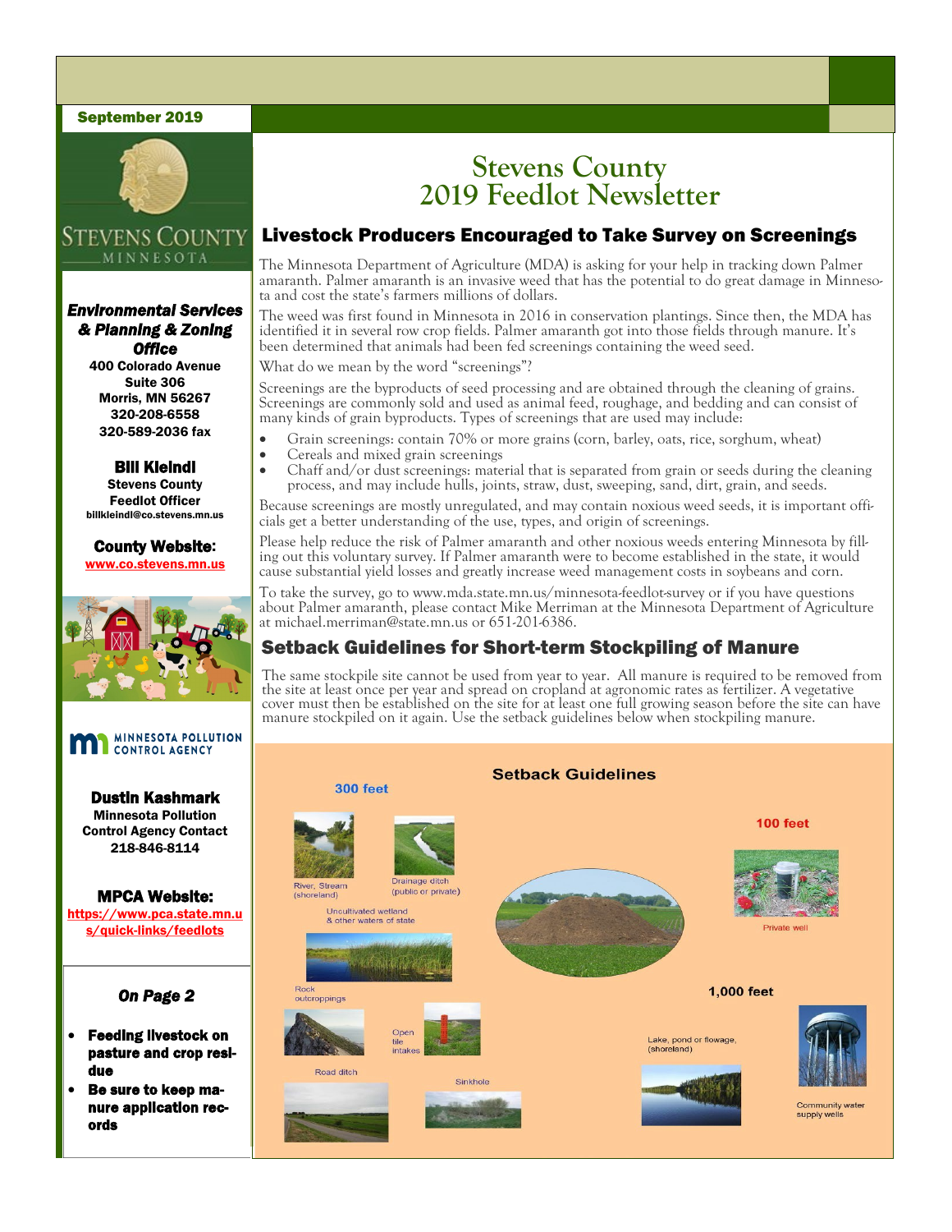September 2019

# Stevens County 2019 Feedlot Newsletter

## Livestock Producers Encouraged to Take Survey on Screenings

The Minnesota Department of Agriculture (MDA) is asking for your help in tracking down Palmer amaranth. Palmer amaranth is an invasive weed that has the potential to do great damage in Minnesota and cost the state's farmers millions of dollars.

The weed was first found in Minnesota in 2016 in conservation plantings. Since then, the MDA has identified it in several row crop fields. Palmer amaranth got into those fields through manure. It's been determined that animals had been fed screenings containing the weed seed.

What do we mean by the word "screenings"?

Screenings are the byproducts of seed processing and are obtained through the cleaning of grains. Screenings are commonly sold and used as animal feed, roughage, and bedding and can consist of many kinds of grain byproducts. Types of screenings that are used may include:

- Grain screenings: contain 70% or more grains (corn, barley, oats, rice, sorghum, wheat)
- Cereals and mixed grain screenings
- Chaff and/or dust screenings: material that is separated from grain or seeds during the cleaning process, and may include hulls, joints, straw, dust, sweeping, sand, dirt, grain, and seeds.

Because screenings are mostly unregulated, and may contain noxious weed seeds, it is important officials get a better understanding of the use, types, and origin of screenings.

Please help reduce the risk of Palmer amaranth and other noxious weeds entering Minnesota by filling out this voluntary survey. If Palmer amaranth were to become established in the state, it would cause substantial yield losses and greatly increase weed management costs in soybeans and corn.

To take the survey, go to www.mda.state.mn.us/minnesota-feedlot-survey or if you have questions about Palmer amaranth, please contact Mike Merriman at the Minnesota Department of Agriculture at michael.merriman@state.mn.us or 651-201-6386.

## Setback Guidelines for Short-term Stockpiling of Manure

The same stockpile site cannot be used from year to year. All manure is required to be removed from the site at least once per year and spread on cropland at agronomic rates as fertilizer. A vegetative cover must then be established on the site for at least one full growing season before the site can have manure stockpiled on it again. Use the setback guidelines below when stockpiling manure.

### Setback Guidelines

**300 feet**
- River, Stream (shoreland)
- Drainage ditch (public or private)
- Uncultivated wetland & other waters of state
- Rock outcroppings
- Open tile intakes
- Road ditch
- Sinkhole

**100 feet**
- Private well

**1,000 feet**
- Lake, pond or flowage, (shoreland)
- Community water supply wells

---

STEVENS COUNTY MINNESOTA

***Environmental Services & Planning & Zoning Office***
400 Colorado Avenue
Suite 306
Morris, MN 56267
320-208-6558
320-589-2036 fax

**Bill Kleindl**
Stevens County
Feedlot Officer
billkleindl@co.stevens.mn.us

**County Website:**
www.co.stevens.mn.us

MINNESOTA POLLUTION CONTROL AGENCY

**Dustin Kashmark**
Minnesota Pollution Control Agency Contact
218-846-8114

**MPCA Website:**
https://www.pca.state.mn.us/quick-links/feedlots

***On Page 2***

- **Feeding livestock on pasture and crop residue**
- **Be sure to keep manure application records**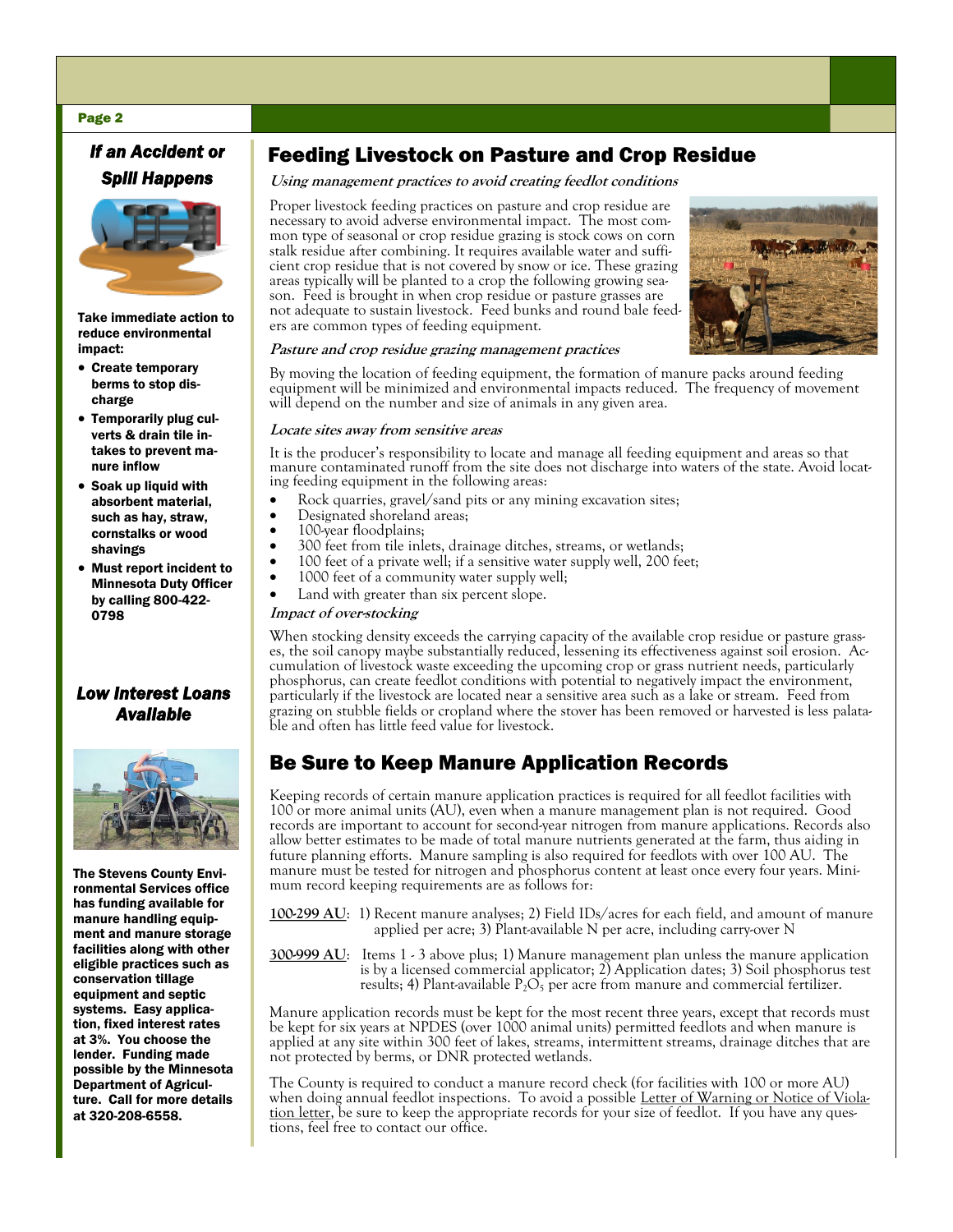## If an Accident or Spill Happens

**Take immediate action to reduce environmental impact:**

- **Create temporary berms to stop discharge**
- **Temporarily plug culverts & drain tile intakes to prevent manure inflow**
- **Soak up liquid with absorbent material, such as hay, straw, cornstalks or wood shavings**
- **Must report incident to Minnesota Duty Officer by calling 800-422-0798**

## Low Interest Loans Available

**The Stevens County Environmental Services office has funding available for manure handling equipment and manure storage facilities along with other eligible practices such as conservation tillage equipment and septic systems. Easy application, fixed interest rates at 3%. You choose the lender. Funding made possible by the Minnesota Department of Agriculture. Call for more details at 320-208-6558.**

# Feeding Livestock on Pasture and Crop Residue

***Using management practices to avoid creating feedlot conditions***

Proper livestock feeding practices on pasture and crop residue are necessary to avoid adverse environmental impact. The most common type of seasonal or crop residue grazing is stock cows on corn stalk residue after combining. It requires available water and sufficient crop residue that is not covered by snow or ice. These grazing areas typically will be planted to a crop the following growing season. Feed is brought in when crop residue or pasture grasses are not adequate to sustain livestock. Feed bunks and round bale feeders are common types of feeding equipment.

***Pasture and crop residue grazing management practices***

By moving the location of feeding equipment, the formation of manure packs around feeding equipment will be minimized and environmental impacts reduced. The frequency of movement will depend on the number and size of animals in any given area.

***Locate sites away from sensitive areas***

It is the producer's responsibility to locate and manage all feeding equipment and areas so that manure contaminated runoff from the site does not discharge into waters of the state. Avoid locating feeding equipment in the following areas:

- Rock quarries, gravel/sand pits or any mining excavation sites;
- Designated shoreland areas;
- 100-year floodplains;
- 300 feet from tile inlets, drainage ditches, streams, or wetlands;
- 100 feet of a private well; if a sensitive water supply well, 200 feet;
- 1000 feet of a community water supply well;
- Land with greater than six percent slope.

***Impact of over-stocking***

When stocking density exceeds the carrying capacity of the available crop residue or pasture grasses, the soil canopy maybe substantially reduced, lessening its effectiveness against soil erosion. Accumulation of livestock waste exceeding the upcoming crop or grass nutrient needs, particularly phosphorus, can create feedlot conditions with potential to negatively impact the environment, particularly if the livestock are located near a sensitive area such as a lake or stream. Feed from grazing on stubble fields or cropland where the stover has been removed or harvested is less palatable and often has little feed value for livestock.

# Be Sure to Keep Manure Application Records

Keeping records of certain manure application practices is required for all feedlot facilities with 100 or more animal units (AU), even when a manure management plan is not required. Good records are important to account for second-year nitrogen from manure applications. Records also allow better estimates to be made of total manure nutrients generated at the farm, thus aiding in future planning efforts. Manure sampling is also required for feedlots with over 100 AU. The manure must be tested for nitrogen and phosphorus content at least once every four years. Minimum record keeping requirements are as follows for:

100-299 AU: 1) Recent manure analyses; 2) Field IDs/acres for each field, and amount of manure applied per acre; 3) Plant-available N per acre, including carry-over N

300-999 AU: Items 1 - 3 above plus; 1) Manure management plan unless the manure application is by a licensed commercial applicator; 2) Application dates; 3) Soil phosphorus test results; 4) Plant-available $P_2O_5$ per acre from manure and commercial fertilizer.

Manure application records must be kept for the most recent three years, except that records must be kept for six years at NPDES (over 1000 animal units) permitted feedlots and when manure is applied at any site within 300 feet of lakes, streams, intermittent streams, drainage ditches that are not protected by berms, or DNR protected wetlands.

The County is required to conduct a manure record check (for facilities with 100 or more AU) when doing annual feedlot inspections. To avoid a possible Letter of Warning or Notice of Violation letter, be sure to keep the appropriate records for your size of feedlot. If you have any questions, feel free to contact our office.